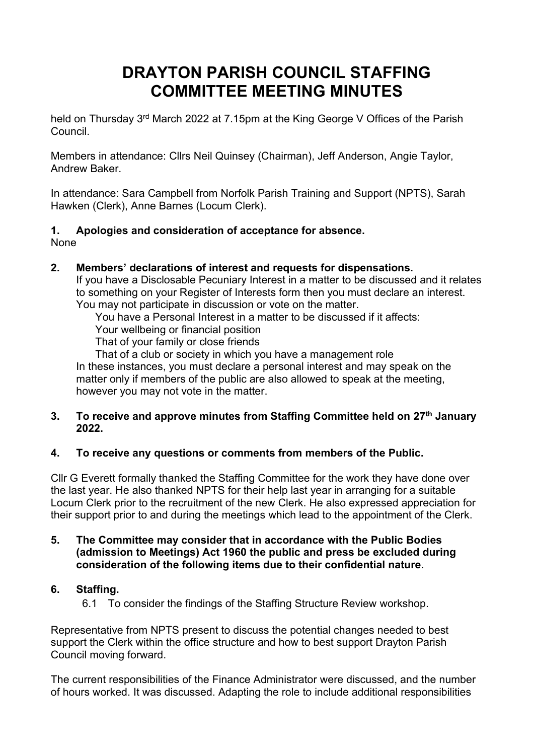# DRAYTON PARISH COUNCIL STAFFING COMMITTEE MEETING MINUTES

held on Thursday 3rd March 2022 at 7.15pm at the King George V Offices of the Parish Council.

Members in attendance: Cllrs Neil Quinsey (Chairman), Jeff Anderson, Angie Taylor, Andrew Baker.

In attendance: Sara Campbell from Norfolk Parish Training and Support (NPTS), Sarah Hawken (Clerk), Anne Barnes (Locum Clerk).

**1. Apologies and consideration of acceptance for absence.**

None

**2. Members' declarations of interest and requests for dispensations.**

If you have a Disclosable Pecuniary Interest in a matter to be discussed and it relates to something on your Register of Interests form then you must declare an interest. You may not participate in discussion or vote on the matter.

You have a Personal Interest in a matter to be discussed if it affects:

Your wellbeing or financial position

That of your family or close friends

That of a club or society in which you have a management role

In these instances, you must declare a personal interest and may speak on the matter only if members of the public are also allowed to speak at the meeting, however you may not vote in the matter.

**3. To receive and approve minutes from Staffing Committee held on 27th January 2022.**

**4. To receive any questions or comments from members of the Public.**

Cllr G Everett formally thanked the Staffing Committee for the work they have done over the last year. He also thanked NPTS for their help last year in arranging for a suitable Locum Clerk prior to the recruitment of the new Clerk. He also expressed appreciation for their support prior to and during the meetings which lead to the appointment of the Clerk.

**5. The Committee may consider that in accordance with the Public Bodies (admission to Meetings) Act 1960 the public and press be excluded during consideration of the following items due to their confidential nature.**

**6. Staffing.**

6.1 To consider the findings of the Staffing Structure Review workshop.

Representative from NPTS present to discuss the potential changes needed to best support the Clerk within the office structure and how to best support Drayton Parish Council moving forward.

The current responsibilities of the Finance Administrator were discussed, and the number of hours worked. It was discussed. Adapting the role to include additional responsibilities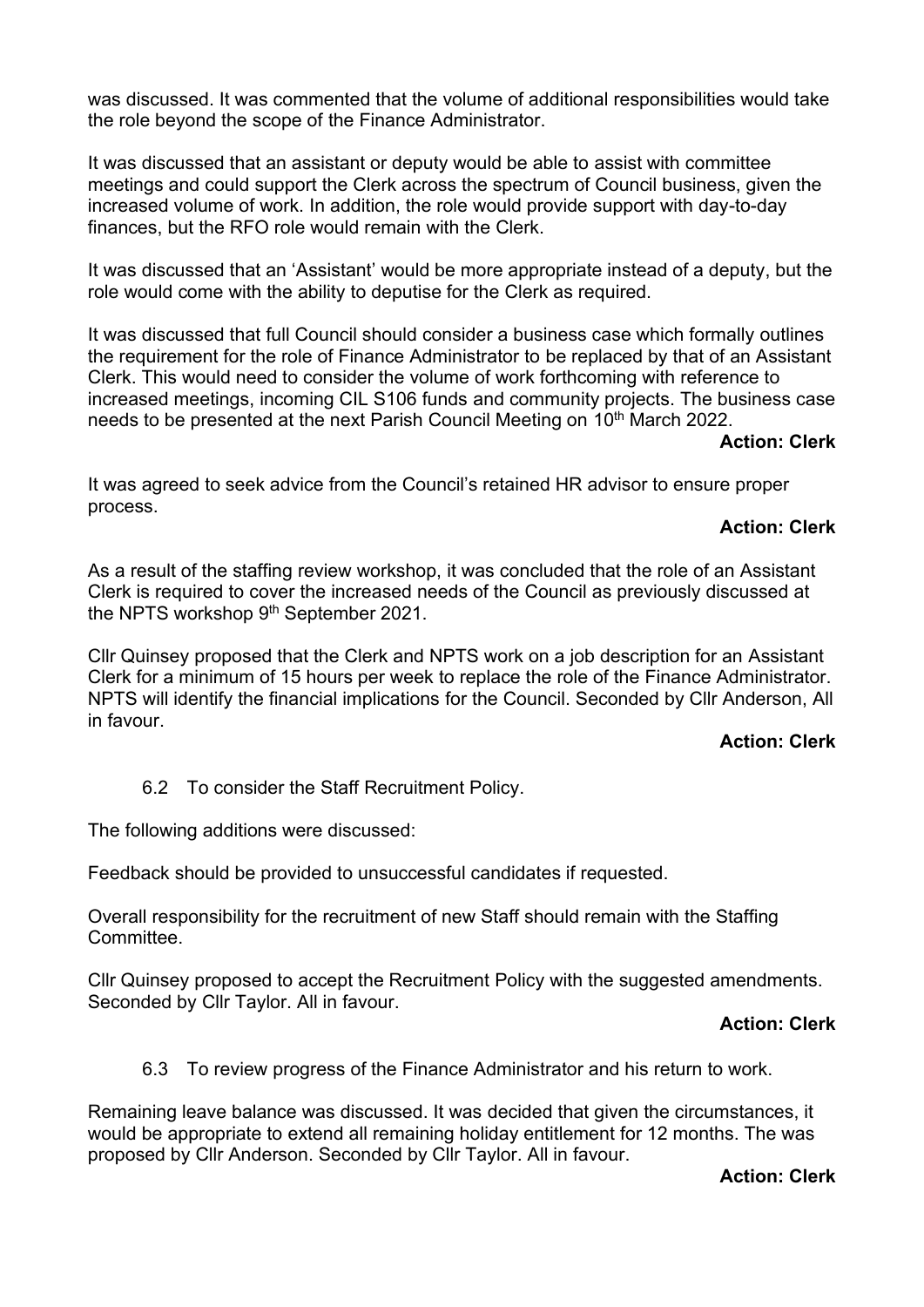was discussed. It was commented that the volume of additional responsibilities would take the role beyond the scope of the Finance Administrator.

It was discussed that an assistant or deputy would be able to assist with committee meetings and could support the Clerk across the spectrum of Council business, given the increased volume of work. In addition, the role would provide support with day-to-day finances, but the RFO role would remain with the Clerk.

It was discussed that an 'Assistant' would be more appropriate instead of a deputy, but the role would come with the ability to deputise for the Clerk as required.

It was discussed that full Council should consider a business case which formally outlines the requirement for the role of Finance Administrator to be replaced by that of an Assistant Clerk. This would need to consider the volume of work forthcoming with reference to increased meetings, incoming CIL S106 funds and community projects. The business case needs to be presented at the next Parish Council Meeting on 10th March 2022.

**Action: Clerk**

It was agreed to seek advice from the Council's retained HR advisor to ensure proper process.

**Action: Clerk**

As a result of the staffing review workshop, it was concluded that the role of an Assistant Clerk is required to cover the increased needs of the Council as previously discussed at the NPTS workshop 9th September 2021.

Cllr Quinsey proposed that the Clerk and NPTS work on a job description for an Assistant Clerk for a minimum of 15 hours per week to replace the role of the Finance Administrator. NPTS will identify the financial implications for the Council. Seconded by Cllr Anderson, All in favour.

**Action: Clerk**

6.2 To consider the Staff Recruitment Policy.

The following additions were discussed:

Feedback should be provided to unsuccessful candidates if requested.

Overall responsibility for the recruitment of new Staff should remain with the Staffing Committee.

Cllr Quinsey proposed to accept the Recruitment Policy with the suggested amendments. Seconded by Cllr Taylor. All in favour.

**Action: Clerk**

6.3 To review progress of the Finance Administrator and his return to work.

Remaining leave balance was discussed. It was decided that given the circumstances, it would be appropriate to extend all remaining holiday entitlement for 12 months. The was proposed by Cllr Anderson. Seconded by Cllr Taylor. All in favour.

**Action: Clerk**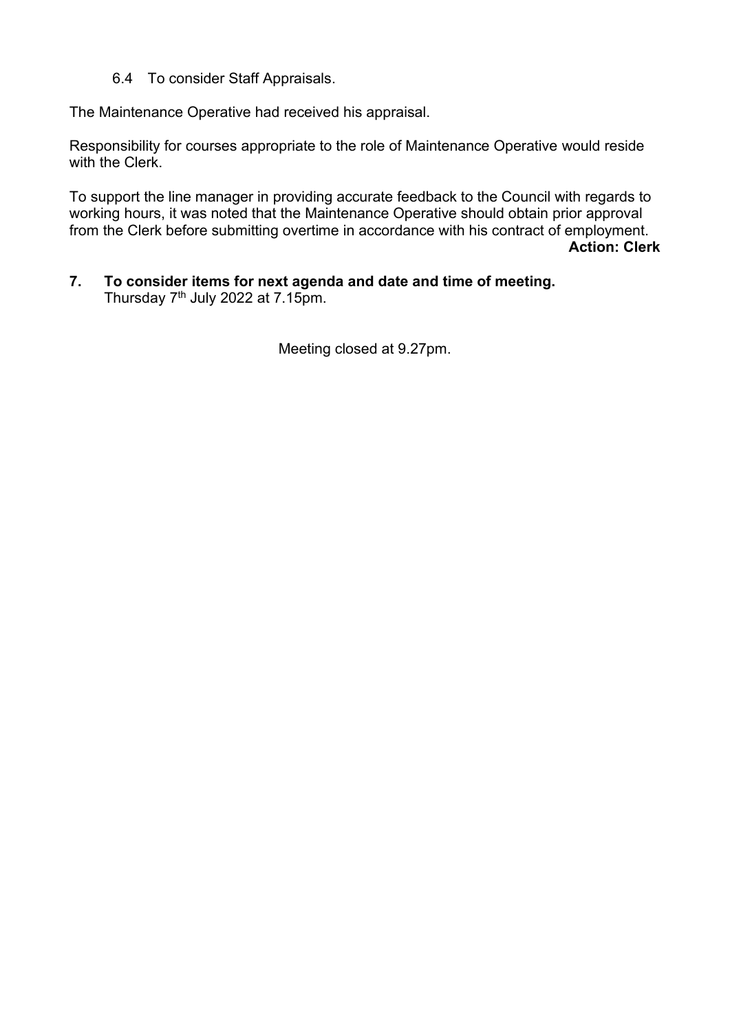6.4 To consider Staff Appraisals.

The Maintenance Operative had received his appraisal.

Responsibility for courses appropriate to the role of Maintenance Operative would reside with the Clerk.

To support the line manager in providing accurate feedback to the Council with regards to working hours, it was noted that the Maintenance Operative should obtain prior approval from the Clerk before submitting overtime in accordance with his contract of employment.

**Action: Clerk**

**7. To consider items for next agenda and date and time of meeting.**

Thursday 7th July 2022 at 7.15pm.

Meeting closed at 9.27pm.